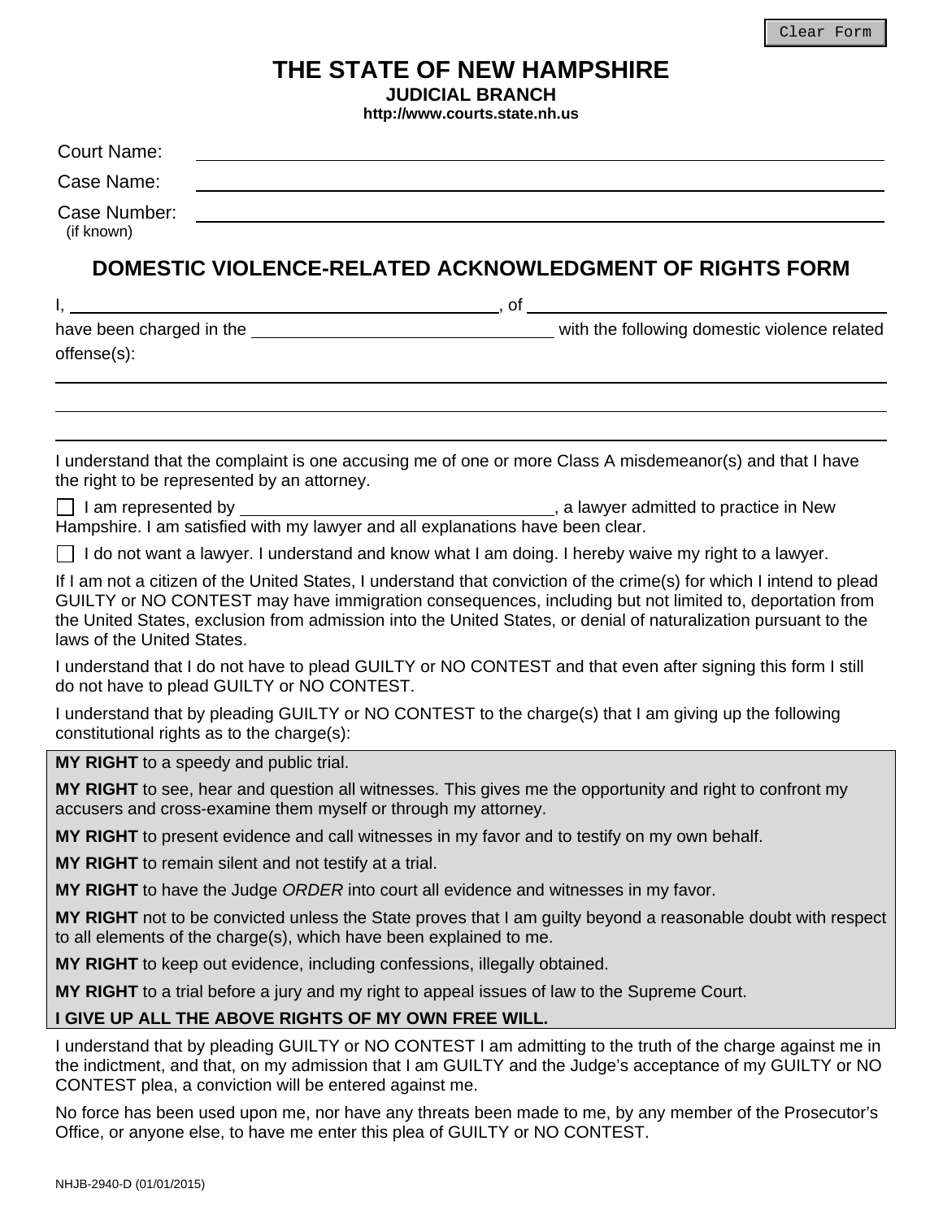# THE STATE OF NEW HAMPSHIRE

**JUDICIAL BRANCH**

**http://www.courts.state.nh.us**

Court Name: ______________________________

Case Name: ______________________________

Case Number: ______________________________
(if known)

## DOMESTIC VIOLENCE-RELATED ACKNOWLEDGMENT OF RIGHTS FORM

I, ______________________________, of ______________________________
have been charged in the ______________________________ with the following domestic violence related offense(s):

______________________________

______________________________

______________________________

I understand that the complaint is one accusing me of one or more Class A misdemeanor(s) and that I have the right to be represented by an attorney.

☐ I am represented by ______________________________, a lawyer admitted to practice in New Hampshire. I am satisfied with my lawyer and all explanations have been clear.

☐ I do not want a lawyer. I understand and know what I am doing. I hereby waive my right to a lawyer.

If I am not a citizen of the United States, I understand that conviction of the crime(s) for which I intend to plead GUILTY or NO CONTEST may have immigration consequences, including but not limited to, deportation from the United States, exclusion from admission into the United States, or denial of naturalization pursuant to the laws of the United States.

I understand that I do not have to plead GUILTY or NO CONTEST and that even after signing this form I still do not have to plead GUILTY or NO CONTEST.

I understand that by pleading GUILTY or NO CONTEST to the charge(s) that I am giving up the following constitutional rights as to the charge(s):

**MY RIGHT** to a speedy and public trial.

**MY RIGHT** to see, hear and question all witnesses. This gives me the opportunity and right to confront my accusers and cross-examine them myself or through my attorney.

**MY RIGHT** to present evidence and call witnesses in my favor and to testify on my own behalf.

**MY RIGHT** to remain silent and not testify at a trial.

**MY RIGHT** to have the Judge *ORDER* into court all evidence and witnesses in my favor.

**MY RIGHT** not to be convicted unless the State proves that I am guilty beyond a reasonable doubt with respect to all elements of the charge(s), which have been explained to me.

**MY RIGHT** to keep out evidence, including confessions, illegally obtained.

**MY RIGHT** to a trial before a jury and my right to appeal issues of law to the Supreme Court.

**I GIVE UP ALL THE ABOVE RIGHTS OF MY OWN FREE WILL.**

I understand that by pleading GUILTY or NO CONTEST I am admitting to the truth of the charge against me in the indictment, and that, on my admission that I am GUILTY and the Judge's acceptance of my GUILTY or NO CONTEST plea, a conviction will be entered against me.

No force has been used upon me, nor have any threats been made to me, by any member of the Prosecutor's Office, or anyone else, to have me enter this plea of GUILTY or NO CONTEST.

NHJB-2940-D (01/01/2015)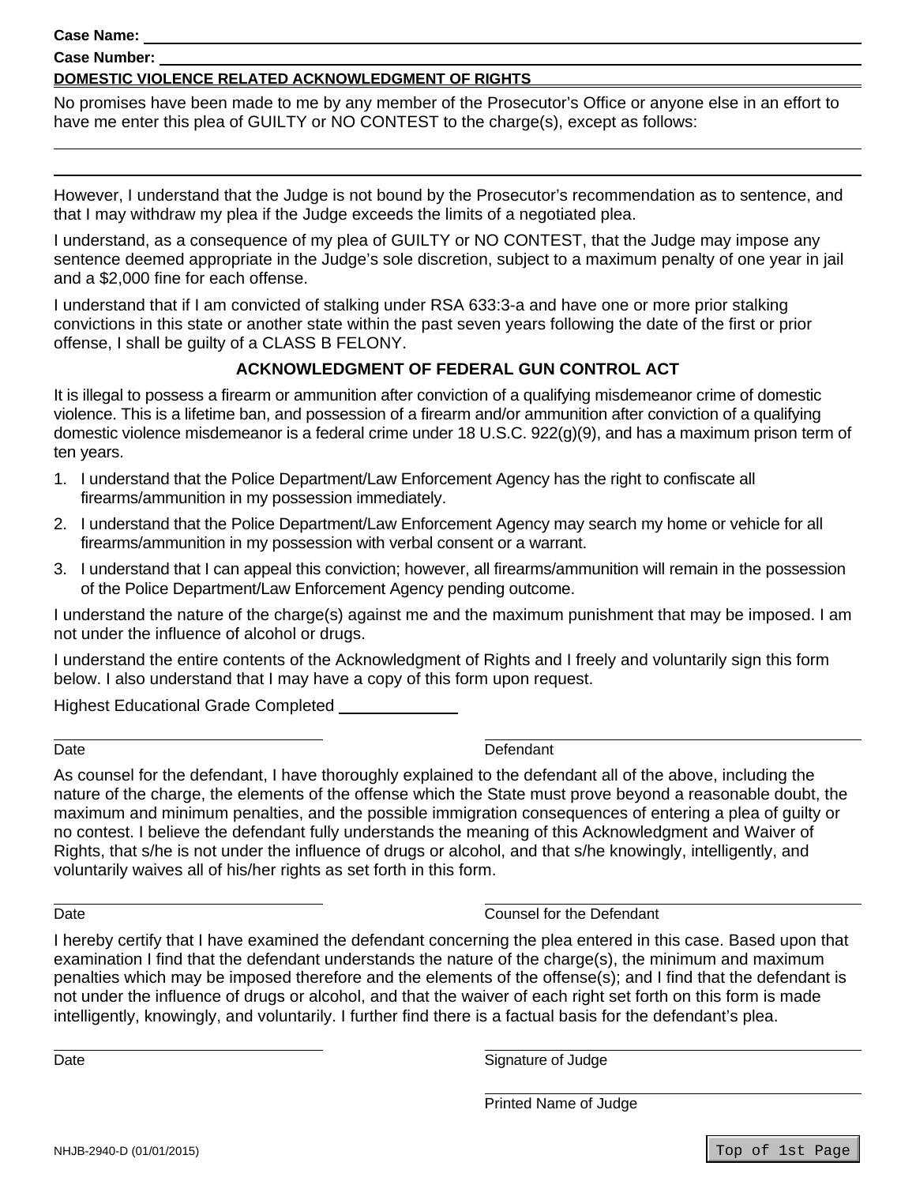Case Name: ______________________________________________

Case Number: ______________________________________________

**DOMESTIC VIOLENCE RELATED ACKNOWLEDGMENT OF RIGHTS**

No promises have been made to me by any member of the Prosecutor's Office or anyone else in an effort to have me enter this plea of GUILTY or NO CONTEST to the charge(s), except as follows:

______________________________________________

______________________________________________

However, I understand that the Judge is not bound by the Prosecutor's recommendation as to sentence, and that I may withdraw my plea if the Judge exceeds the limits of a negotiated plea.

I understand, as a consequence of my plea of GUILTY or NO CONTEST, that the Judge may impose any sentence deemed appropriate in the Judge's sole discretion, subject to a maximum penalty of one year in jail and a $2,000 fine for each offense.

I understand that if I am convicted of stalking under RSA 633:3-a and have one or more prior stalking convictions in this state or another state within the past seven years following the date of the first or prior offense, I shall be guilty of a CLASS B FELONY.

## ACKNOWLEDGMENT OF FEDERAL GUN CONTROL ACT

It is illegal to possess a firearm or ammunition after conviction of a qualifying misdemeanor crime of domestic violence. This is a lifetime ban, and possession of a firearm and/or ammunition after conviction of a qualifying domestic violence misdemeanor is a federal crime under 18 U.S.C. 922(g)(9), and has a maximum prison term of ten years.

1. I understand that the Police Department/Law Enforcement Agency has the right to confiscate all firearms/ammunition in my possession immediately.
2. I understand that the Police Department/Law Enforcement Agency may search my home or vehicle for all firearms/ammunition in my possession with verbal consent or a warrant.
3. I understand that I can appeal this conviction; however, all firearms/ammunition will remain in the possession of the Police Department/Law Enforcement Agency pending outcome.

I understand the nature of the charge(s) against me and the maximum punishment that may be imposed. I am not under the influence of alcohol or drugs.

I understand the entire contents of the Acknowledgment of Rights and I freely and voluntarily sign this form below. I also understand that I may have a copy of this form upon request.

Highest Educational Grade Completed ______________

______________________ ______________________

Date Defendant

As counsel for the defendant, I have thoroughly explained to the defendant all of the above, including the nature of the charge, the elements of the offense which the State must prove beyond a reasonable doubt, the maximum and minimum penalties, and the possible immigration consequences of entering a plea of guilty or no contest. I believe the defendant fully understands the meaning of this Acknowledgment and Waiver of Rights, that s/he is not under the influence of drugs or alcohol, and that s/he knowingly, intelligently, and voluntarily waives all of his/her rights as set forth in this form.

______________________ ______________________

Date Counsel for the Defendant

I hereby certify that I have examined the defendant concerning the plea entered in this case. Based upon that examination I find that the defendant understands the nature of the charge(s), the minimum and maximum penalties which may be imposed therefore and the elements of the offense(s); and I find that the defendant is not under the influence of drugs or alcohol, and that the waiver of each right set forth on this form is made intelligently, knowingly, and voluntarily. I further find there is a factual basis for the defendant's plea.

______________________ ______________________

Date Signature of Judge

______________________

Printed Name of Judge

NHJB-2940-D (01/01/2015)

Top of 1st Page